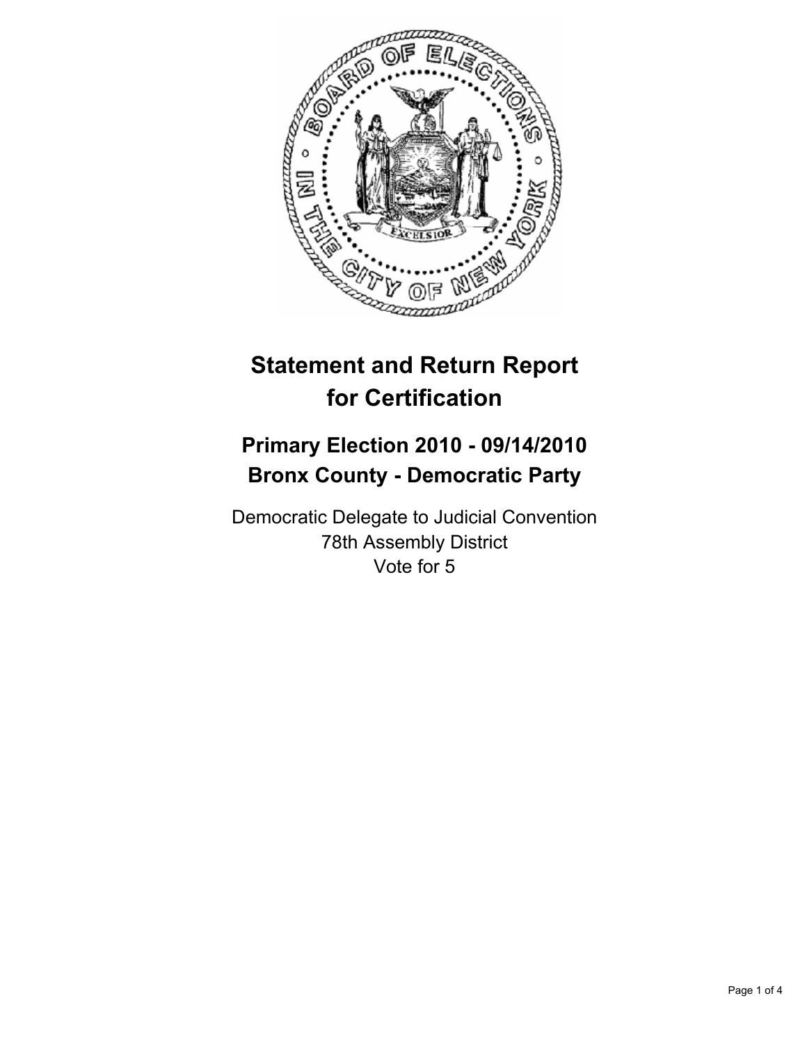# Statement and Return Report for Certification

## Primary Election 2010 - 09/14/2010
## Bronx County - Democratic Party

Democratic Delegate to Judicial Convention
78th Assembly District
Vote for 5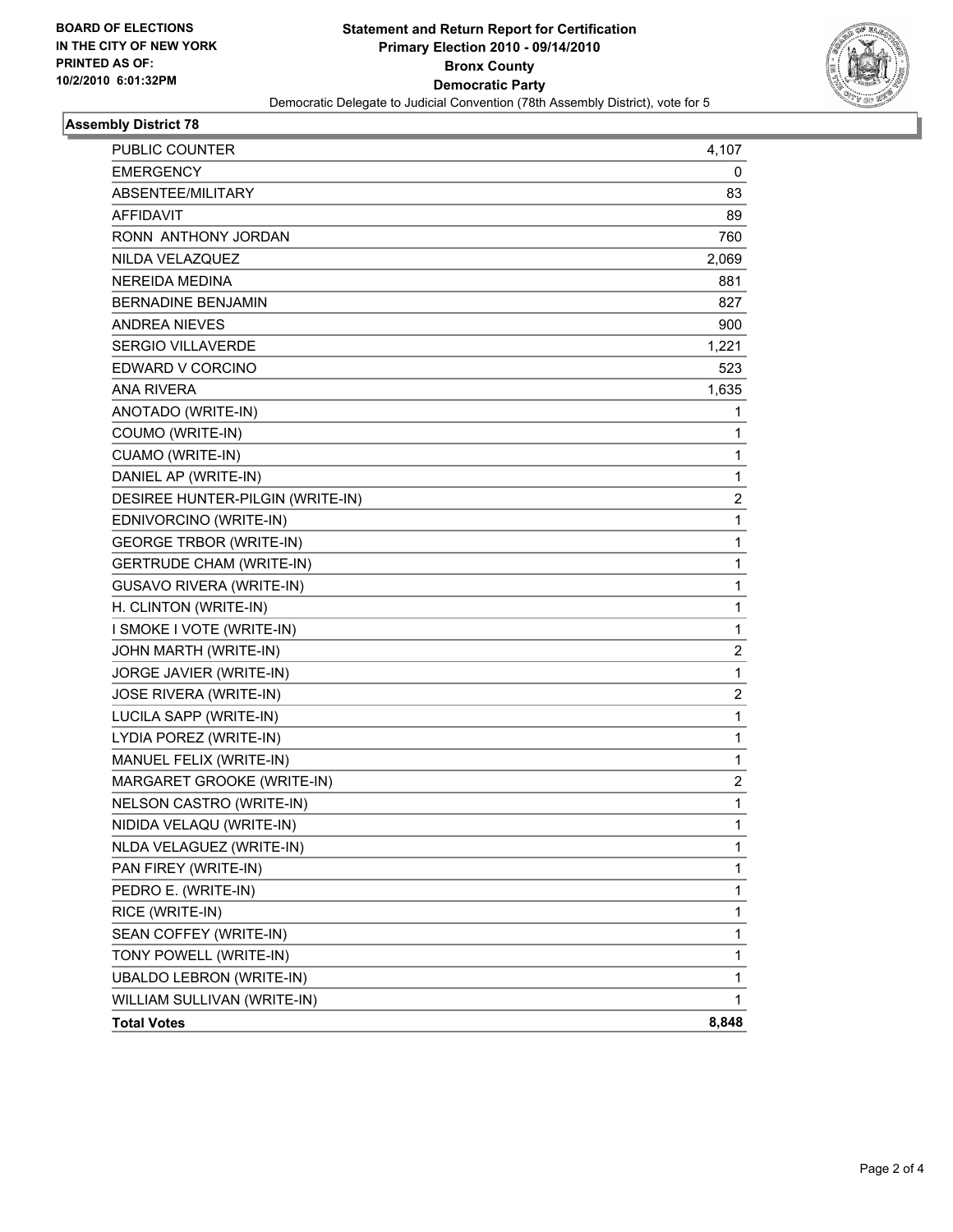BOARD OF ELECTIONS
IN THE CITY OF NEW YORK
PRINTED AS OF:
10/2/2010 6:01:32PM

**Statement and Return Report for Certification**
**Primary Election 2010 - 09/14/2010**
**Bronx County**
**Democratic Party**
Democratic Delegate to Judicial Convention (78th Assembly District), vote for 5

## Assembly District 78

| | |
|---|---|
| PUBLIC COUNTER | 4,107 |
| EMERGENCY | 0 |
| ABSENTEE/MILITARY | 83 |
| AFFIDAVIT | 89 |
| RONN ANTHONY JORDAN | 760 |
| NILDA VELAZQUEZ | 2,069 |
| NEREIDA MEDINA | 881 |
| BERNADINE BENJAMIN | 827 |
| ANDREA NIEVES | 900 |
| SERGIO VILLAVERDE | 1,221 |
| EDWARD V CORCINO | 523 |
| ANA RIVERA | 1,635 |
| ANOTADO (WRITE-IN) | 1 |
| COUMO (WRITE-IN) | 1 |
| CUAMO (WRITE-IN) | 1 |
| DANIEL AP (WRITE-IN) | 1 |
| DESIREE HUNTER-PILGIN (WRITE-IN) | 2 |
| EDNIVORCINO (WRITE-IN) | 1 |
| GEORGE TRBOR (WRITE-IN) | 1 |
| GERTRUDE CHAM (WRITE-IN) | 1 |
| GUSAVO RIVERA (WRITE-IN) | 1 |
| H. CLINTON (WRITE-IN) | 1 |
| I SMOKE I VOTE (WRITE-IN) | 1 |
| JOHN MARTH (WRITE-IN) | 2 |
| JORGE JAVIER (WRITE-IN) | 1 |
| JOSE RIVERA (WRITE-IN) | 2 |
| LUCILA SAPP (WRITE-IN) | 1 |
| LYDIA POREZ (WRITE-IN) | 1 |
| MANUEL FELIX (WRITE-IN) | 1 |
| MARGARET GROOKE (WRITE-IN) | 2 |
| NELSON CASTRO (WRITE-IN) | 1 |
| NIDIDA VELAQU (WRITE-IN) | 1 |
| NLDA VELAGUEZ (WRITE-IN) | 1 |
| PAN FIREY (WRITE-IN) | 1 |
| PEDRO E. (WRITE-IN) | 1 |
| RICE (WRITE-IN) | 1 |
| SEAN COFFEY (WRITE-IN) | 1 |
| TONY POWELL (WRITE-IN) | 1 |
| UBALDO LEBRON (WRITE-IN) | 1 |
| WILLIAM SULLIVAN (WRITE-IN) | 1 |
| **Total Votes** | **8,848** |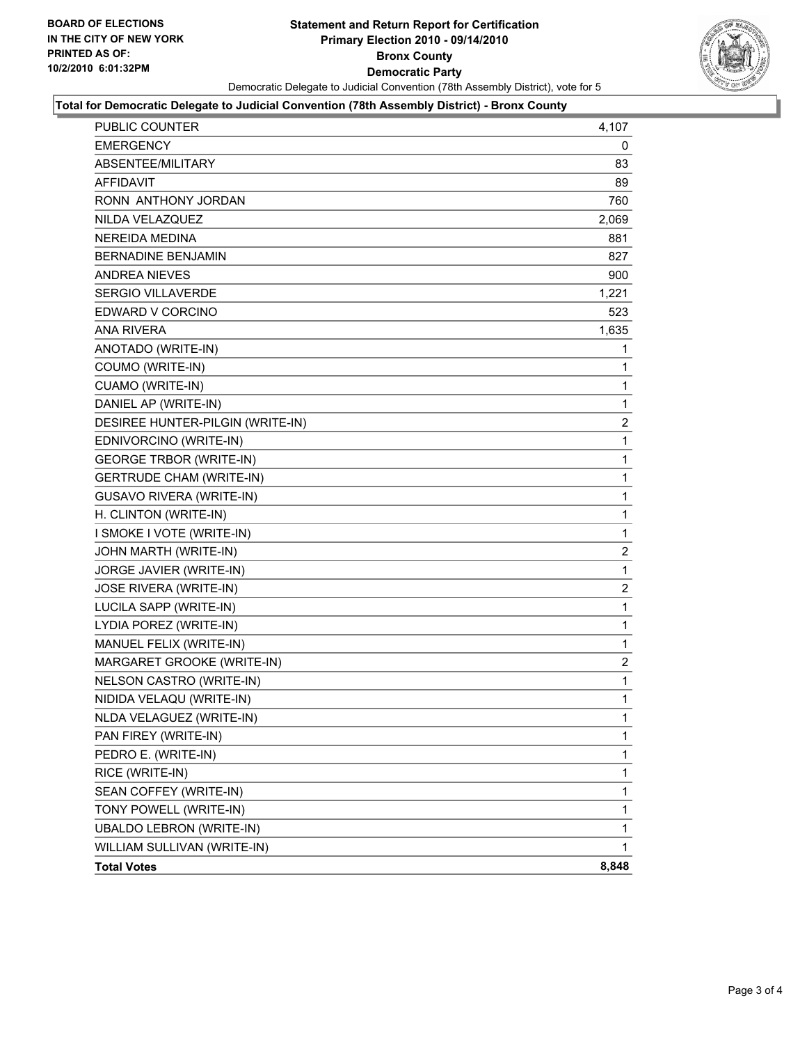**BOARD OF ELECTIONS IN THE CITY OF NEW YORK PRINTED AS OF: 10/2/2010 6:01:32PM**

# Statement and Return Report for Certification
## Primary Election 2010 - 09/14/2010
## Bronx County
## Democratic Party

Democratic Delegate to Judicial Convention (78th Assembly District), vote for 5

**Total for Democratic Delegate to Judicial Convention (78th Assembly District) - Bronx County**

| | |
|---|---|
| PUBLIC COUNTER | 4,107 |
| EMERGENCY | 0 |
| ABSENTEE/MILITARY | 83 |
| AFFIDAVIT | 89 |
| RONN ANTHONY JORDAN | 760 |
| NILDA VELAZQUEZ | 2,069 |
| NEREIDA MEDINA | 881 |
| BERNADINE BENJAMIN | 827 |
| ANDREA NIEVES | 900 |
| SERGIO VILLAVERDE | 1,221 |
| EDWARD V CORCINO | 523 |
| ANA RIVERA | 1,635 |
| ANOTADO (WRITE-IN) | 1 |
| COUMO (WRITE-IN) | 1 |
| CUAMO (WRITE-IN) | 1 |
| DANIEL AP (WRITE-IN) | 1 |
| DESIREE HUNTER-PILGIN (WRITE-IN) | 2 |
| EDNIVORCINO (WRITE-IN) | 1 |
| GEORGE TRBOR (WRITE-IN) | 1 |
| GERTRUDE CHAM (WRITE-IN) | 1 |
| GUSAVO RIVERA (WRITE-IN) | 1 |
| H. CLINTON (WRITE-IN) | 1 |
| I SMOKE I VOTE (WRITE-IN) | 1 |
| JOHN MARTH (WRITE-IN) | 2 |
| JORGE JAVIER (WRITE-IN) | 1 |
| JOSE RIVERA (WRITE-IN) | 2 |
| LUCILA SAPP (WRITE-IN) | 1 |
| LYDIA POREZ (WRITE-IN) | 1 |
| MANUEL FELIX (WRITE-IN) | 1 |
| MARGARET GROOKE (WRITE-IN) | 2 |
| NELSON CASTRO (WRITE-IN) | 1 |
| NIDIDA VELAQU (WRITE-IN) | 1 |
| NLDA VELAGUEZ (WRITE-IN) | 1 |
| PAN FIREY (WRITE-IN) | 1 |
| PEDRO E. (WRITE-IN) | 1 |
| RICE (WRITE-IN) | 1 |
| SEAN COFFEY (WRITE-IN) | 1 |
| TONY POWELL (WRITE-IN) | 1 |
| UBALDO LEBRON (WRITE-IN) | 1 |
| WILLIAM SULLIVAN (WRITE-IN) | 1 |
| **Total Votes** | **8,848** |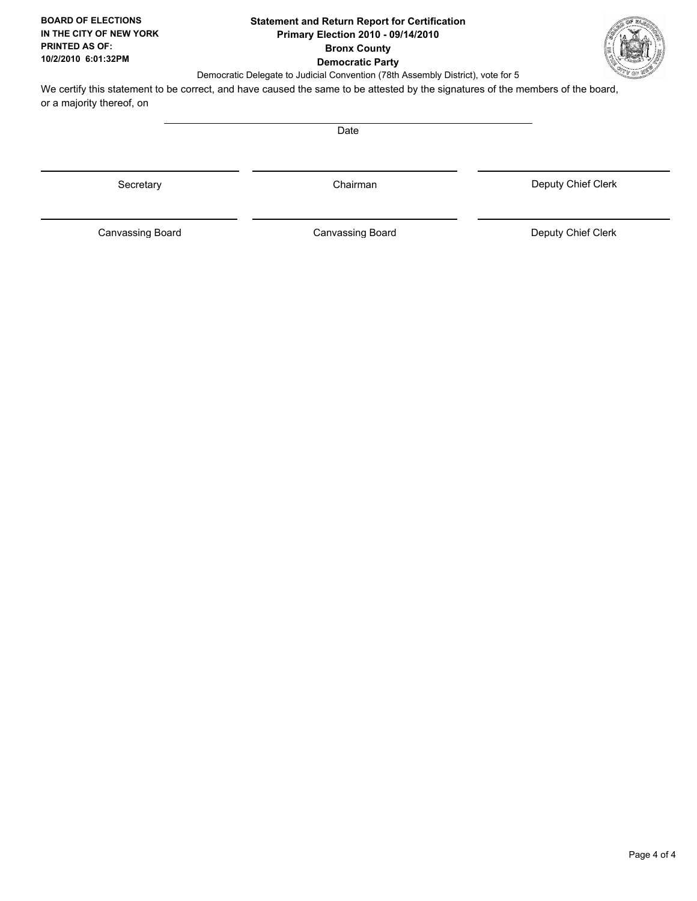**BOARD OF ELECTIONS**
**IN THE CITY OF NEW YORK**
**PRINTED AS OF:**
**10/2/2010 6:01:32PM**

**Statement and Return Report for Certification**
**Primary Election 2010 - 09/14/2010**
**Bronx County**
**Democratic Party**

Democratic Delegate to Judicial Convention (78th Assembly District), vote for 5

We certify this statement to be correct, and have caused the same to be attested by the signatures of the members of the board, or a majority thereof, on

Date

| | | |
|---|---|---|
| Secretary | Chairman | Deputy Chief Clerk |
| Canvassing Board | Canvassing Board | Deputy Chief Clerk |